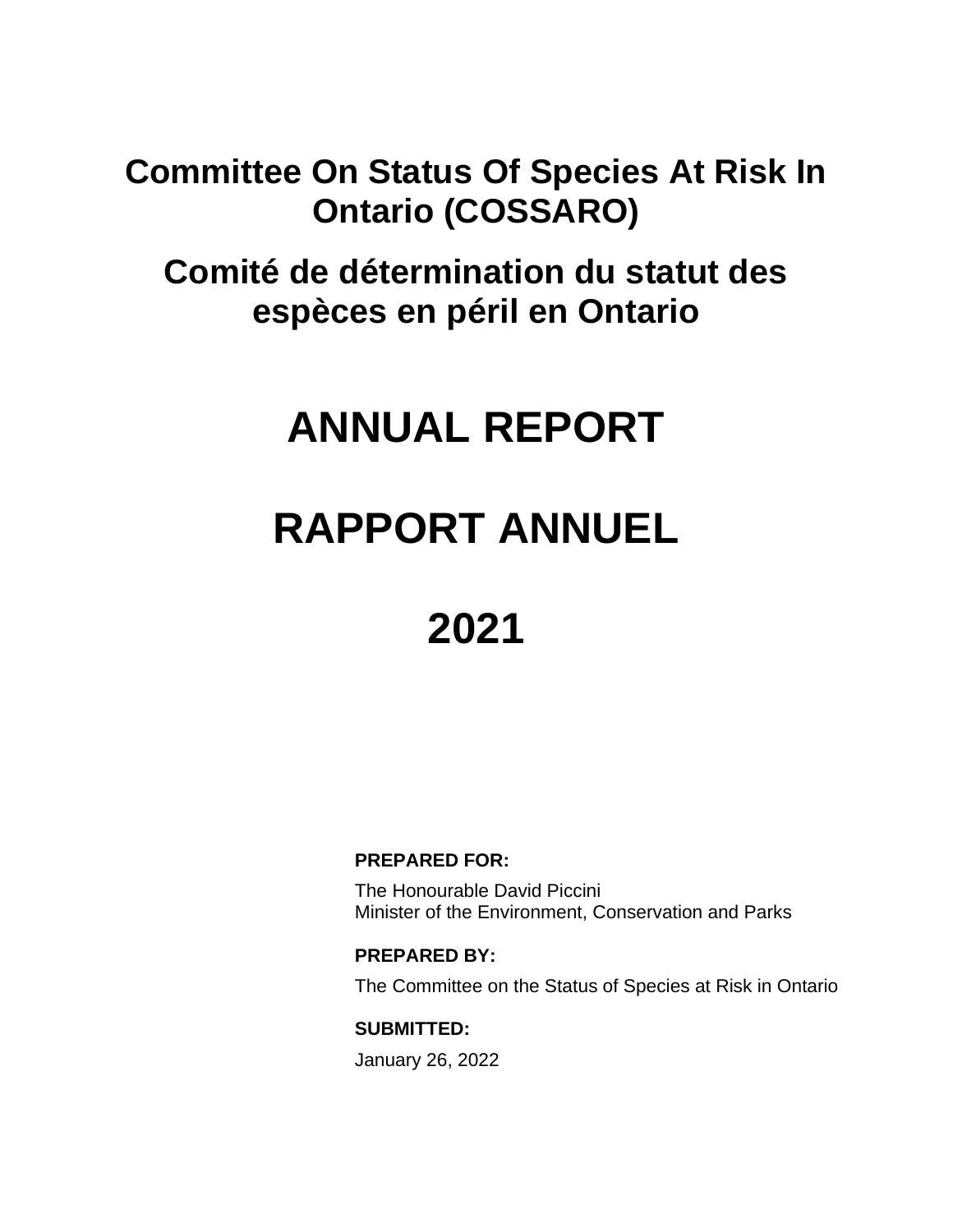# Committee On Status Of Species At Risk In Ontario (COSSARO)

# Comité de détermination du statut des espèces en péril en Ontario

# ANNUAL REPORT

# RAPPORT ANNUEL

# 2021

**PREPARED FOR:**

The Honourable David Piccini
Minister of the Environment, Conservation and Parks

**PREPARED BY:**

The Committee on the Status of Species at Risk in Ontario

**SUBMITTED:**

January 26, 2022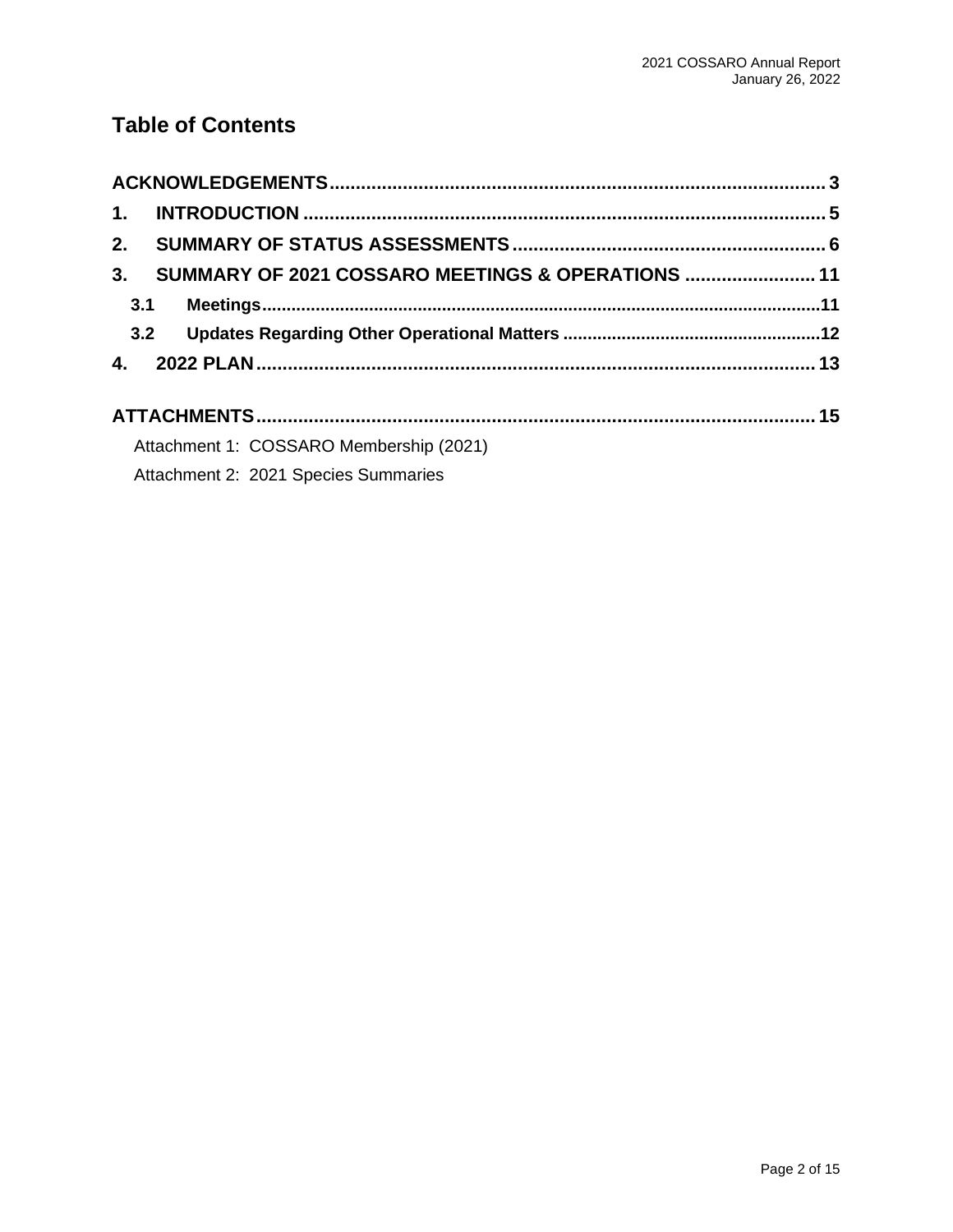# Table of Contents

**ACKNOWLEDGEMENTS** .......... 3

**1. INTRODUCTION** .......... 5

**2. SUMMARY OF STATUS ASSESSMENTS** .......... 6

**3. SUMMARY OF 2021 COSSARO MEETINGS & OPERATIONS** .......... 11

- **3.1 Meetings** .......... 11
- **3.2 Updates Regarding Other Operational Matters** .......... 12

**4. 2022 PLAN** .......... 13

**ATTACHMENTS** .......... 15

- Attachment 1: COSSARO Membership (2021)
- Attachment 2: 2021 Species Summaries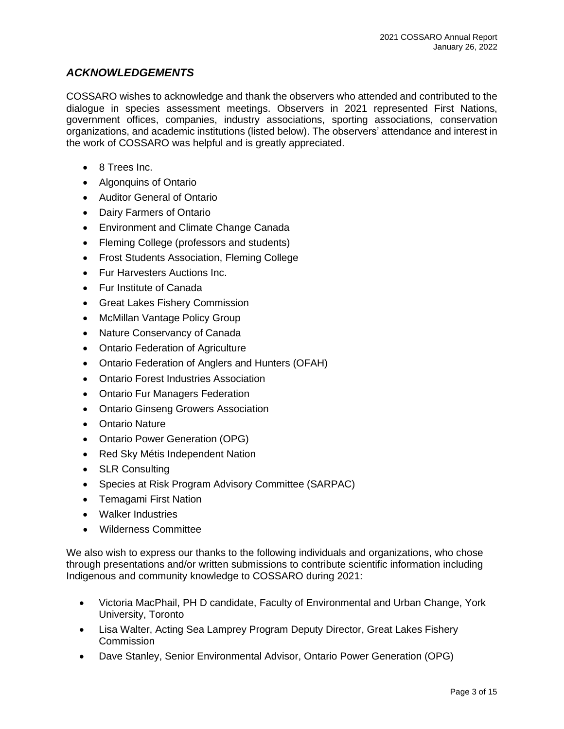## *ACKNOWLEDGEMENTS*

COSSARO wishes to acknowledge and thank the observers who attended and contributed to the dialogue in species assessment meetings. Observers in 2021 represented First Nations, government offices, companies, industry associations, sporting associations, conservation organizations, and academic institutions (listed below). The observers' attendance and interest in the work of COSSARO was helpful and is greatly appreciated.

- 8 Trees Inc.
- Algonquins of Ontario
- Auditor General of Ontario
- Dairy Farmers of Ontario
- Environment and Climate Change Canada
- Fleming College (professors and students)
- Frost Students Association, Fleming College
- Fur Harvesters Auctions Inc.
- Fur Institute of Canada
- Great Lakes Fishery Commission
- McMillan Vantage Policy Group
- Nature Conservancy of Canada
- Ontario Federation of Agriculture
- Ontario Federation of Anglers and Hunters (OFAH)
- Ontario Forest Industries Association
- Ontario Fur Managers Federation
- Ontario Ginseng Growers Association
- Ontario Nature
- Ontario Power Generation (OPG)
- Red Sky Métis Independent Nation
- SLR Consulting
- Species at Risk Program Advisory Committee (SARPAC)
- Temagami First Nation
- Walker Industries
- Wilderness Committee

We also wish to express our thanks to the following individuals and organizations, who chose through presentations and/or written submissions to contribute scientific information including Indigenous and community knowledge to COSSARO during 2021:

- Victoria MacPhail, PH D candidate, Faculty of Environmental and Urban Change, York University, Toronto
- Lisa Walter, Acting Sea Lamprey Program Deputy Director, Great Lakes Fishery Commission
- Dave Stanley, Senior Environmental Advisor, Ontario Power Generation (OPG)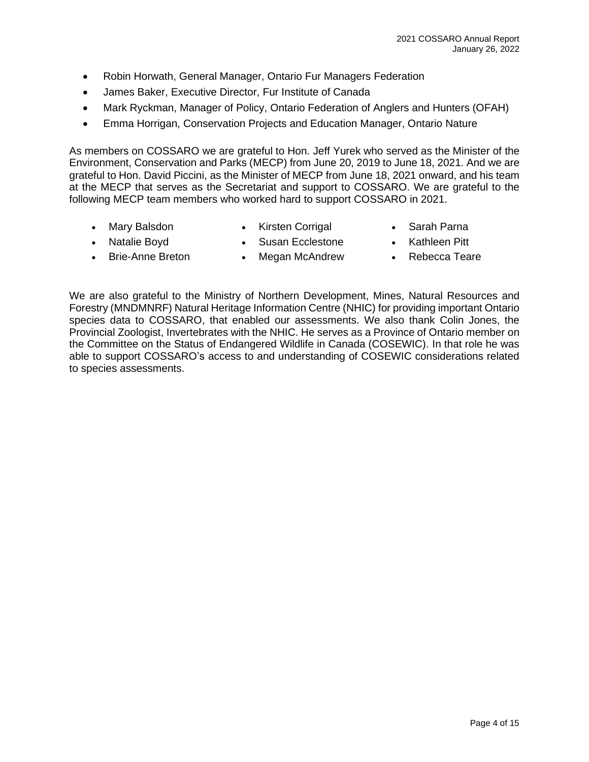- Robin Horwath, General Manager, Ontario Fur Managers Federation
- James Baker, Executive Director, Fur Institute of Canada
- Mark Ryckman, Manager of Policy, Ontario Federation of Anglers and Hunters (OFAH)
- Emma Horrigan, Conservation Projects and Education Manager, Ontario Nature

As members on COSSARO we are grateful to Hon. Jeff Yurek who served as the Minister of the Environment, Conservation and Parks (MECP) from June 20, 2019 to June 18, 2021. And we are grateful to Hon. David Piccini, as the Minister of MECP from June 18, 2021 onward, and his team at the MECP that serves as the Secretariat and support to COSSARO. We are grateful to the following MECP team members who worked hard to support COSSARO in 2021.

- Mary Balsdon
- Natalie Boyd
- Brie-Anne Breton
- Kirsten Corrigal
- Susan Ecclestone
- Megan McAndrew
- Sarah Parna
- Kathleen Pitt
- Rebecca Teare

We are also grateful to the Ministry of Northern Development, Mines, Natural Resources and Forestry (MNDMNRF) Natural Heritage Information Centre (NHIC) for providing important Ontario species data to COSSARO, that enabled our assessments. We also thank Colin Jones, the Provincial Zoologist, Invertebrates with the NHIC. He serves as a Province of Ontario member on the Committee on the Status of Endangered Wildlife in Canada (COSEWIC). In that role he was able to support COSSARO's access to and understanding of COSEWIC considerations related to species assessments.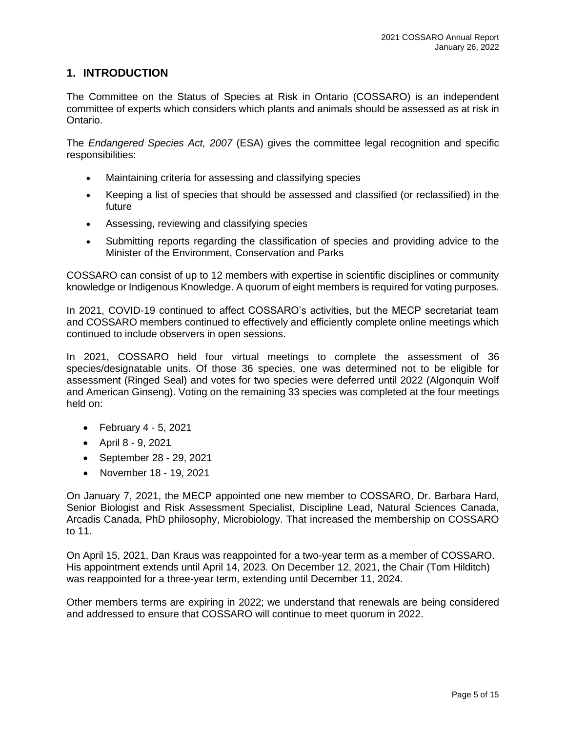## 1. INTRODUCTION

The Committee on the Status of Species at Risk in Ontario (COSSARO) is an independent committee of experts which considers which plants and animals should be assessed as at risk in Ontario.

The *Endangered Species Act, 2007* (ESA) gives the committee legal recognition and specific responsibilities:

- Maintaining criteria for assessing and classifying species
- Keeping a list of species that should be assessed and classified (or reclassified) in the future
- Assessing, reviewing and classifying species
- Submitting reports regarding the classification of species and providing advice to the Minister of the Environment, Conservation and Parks

COSSARO can consist of up to 12 members with expertise in scientific disciplines or community knowledge or Indigenous Knowledge. A quorum of eight members is required for voting purposes.

In 2021, COVID-19 continued to affect COSSARO's activities, but the MECP secretariat team and COSSARO members continued to effectively and efficiently complete online meetings which continued to include observers in open sessions.

In 2021, COSSARO held four virtual meetings to complete the assessment of 36 species/designatable units. Of those 36 species, one was determined not to be eligible for assessment (Ringed Seal) and votes for two species were deferred until 2022 (Algonquin Wolf and American Ginseng). Voting on the remaining 33 species was completed at the four meetings held on:

- February 4 - 5, 2021
- April 8 - 9, 2021
- September 28 - 29, 2021
- November 18 - 19, 2021

On January 7, 2021, the MECP appointed one new member to COSSARO, Dr. Barbara Hard, Senior Biologist and Risk Assessment Specialist, Discipline Lead, Natural Sciences Canada, Arcadis Canada, PhD philosophy, Microbiology. That increased the membership on COSSARO to 11.

On April 15, 2021, Dan Kraus was reappointed for a two-year term as a member of COSSARO. His appointment extends until April 14, 2023. On December 12, 2021, the Chair (Tom Hilditch) was reappointed for a three-year term, extending until December 11, 2024.

Other members terms are expiring in 2022; we understand that renewals are being considered and addressed to ensure that COSSARO will continue to meet quorum in 2022.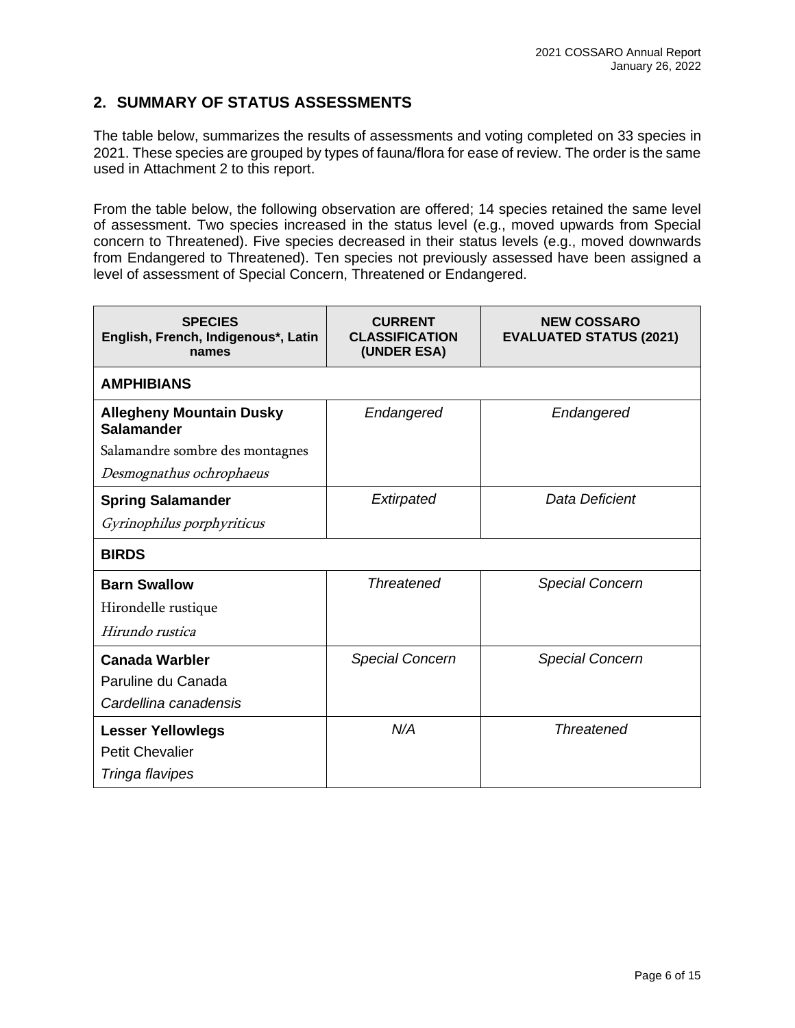## 2. SUMMARY OF STATUS ASSESSMENTS

The table below, summarizes the results of assessments and voting completed on 33 species in 2021. These species are grouped by types of fauna/flora for ease of review. The order is the same used in Attachment 2 to this report.

From the table below, the following observation are offered; 14 species retained the same level of assessment. Two species increased in the status level (e.g., moved upwards from Special concern to Threatened). Five species decreased in their status levels (e.g., moved downwards from Endangered to Threatened). Ten species not previously assessed have been assigned a level of assessment of Special Concern, Threatened or Endangered.

| SPECIES English, French, Indigenous*, Latin names | CURRENT CLASSIFICATION (UNDER ESA) | NEW COSSARO EVALUATED STATUS (2021) |
|---|---|---|
| **AMPHIBIANS** | | |
| **Allegheny Mountain Dusky Salamander**<br>Salamandre sombre des montagnes<br>*Desmognathus ochrophaeus* | *Endangered* | *Endangered* |
| **Spring Salamander**<br>*Gyrinophilus porphyriticus* | *Extirpated* | *Data Deficient* |
| **BIRDS** | | |
| **Barn Swallow**<br>Hirondelle rustique<br>*Hirundo rustica* | *Threatened* | *Special Concern* |
| **Canada Warbler**<br>Paruline du Canada<br>*Cardellina canadensis* | *Special Concern* | *Special Concern* |
| **Lesser Yellowlegs**<br>Petit Chevalier<br>*Tringa flavipes* | *N/A* | *Threatened* |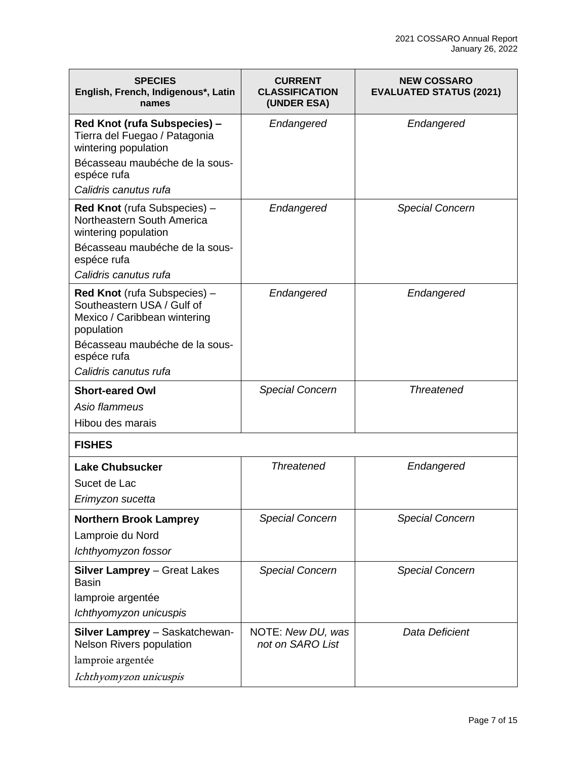| SPECIES English, French, Indigenous*, Latin names | CURRENT CLASSIFICATION (UNDER ESA) | NEW COSSARO EVALUATED STATUS (2021) |
|---|---|---|
| **Red Knot (rufa Subspecies) –** Tierra del Fuegao / Patagonia wintering population<br>Bécasseau maubéche de la sous-espéce rufa<br>*Calidris canutus rufa* | *Endangered* | *Endangered* |
| **Red Knot** (rufa Subspecies) – Northeastern South America wintering population<br>Bécasseau maubéche de la sous-espéce rufa<br>*Calidris canutus rufa* | *Endangered* | *Special Concern* |
| **Red Knot** (rufa Subspecies) – Southeastern USA / Gulf of Mexico / Caribbean wintering population<br>Bécasseau maubéche de la sous-espéce rufa<br>*Calidris canutus rufa* | *Endangered* | *Endangered* |
| **Short-eared Owl**<br>*Asio flammeus*<br>Hibou des marais | *Special Concern* | *Threatened* |
| **FISHES** | | |
| **Lake Chubsucker**<br>Sucet de Lac<br>*Erimyzon sucetta* | *Threatened* | *Endangered* |
| **Northern Brook Lamprey**<br>Lamproie du Nord<br>*Ichthyomyzon fossor* | *Special Concern* | *Special Concern* |
| **Silver Lamprey** – Great Lakes Basin<br>lamproie argentée<br>*Ichthyomyzon unicuspis* | *Special Concern* | *Special Concern* |
| **Silver Lamprey** – Saskatchewan-Nelson Rivers population<br>lamproie argentée<br>*Ichthyomyzon unicuspis* | NOTE: *New DU, was not on SARO List* | *Data Deficient* |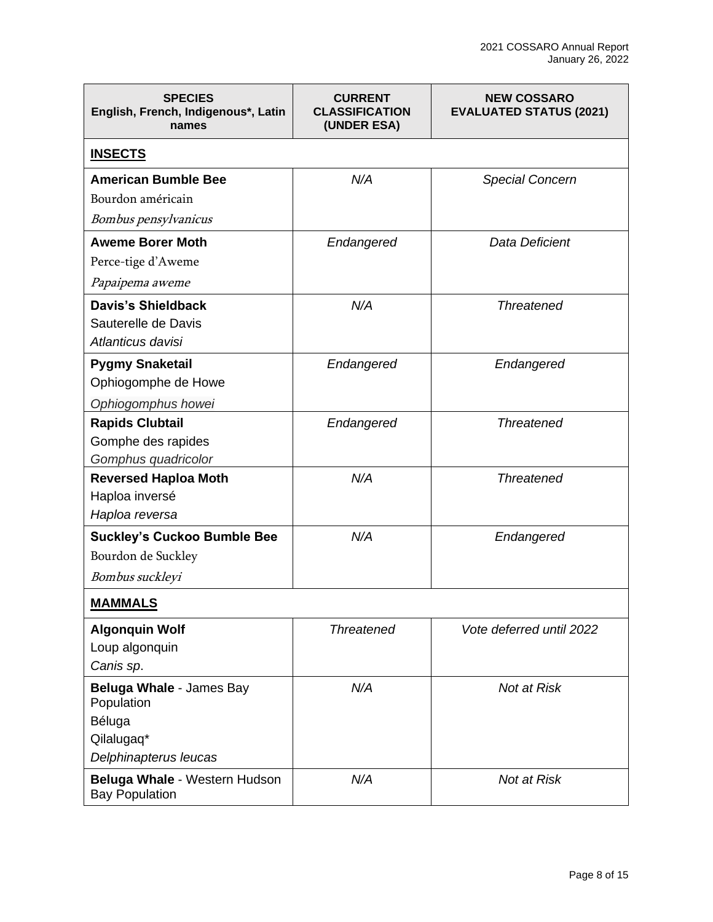| SPECIES<br>English, French, Indigenous*, Latin names | CURRENT CLASSIFICATION (UNDER ESA) | NEW COSSARO EVALUATED STATUS (2021) |
|---|---|---|
| **INSECTS** | | |
| **American Bumble Bee**<br>Bourdon américain<br>*Bombus pensylvanicus* | *N/A* | *Special Concern* |
| **Aweme Borer Moth**<br>Perce-tige d'Aweme<br>*Papaipema aweme* | *Endangered* | *Data Deficient* |
| **Davis's Shieldback**<br>Sauterelle de Davis<br>*Atlanticus davisi* | *N/A* | *Threatened* |
| **Pygmy Snaketail**<br>Ophiogomphe de Howe<br>*Ophiogomphus howei* | *Endangered* | *Endangered* |
| **Rapids Clubtail**<br>Gomphe des rapides<br>*Gomphus quadricolor* | *Endangered* | *Threatened* |
| **Reversed Haploa Moth**<br>Haploa inversé<br>*Haploa reversa* | *N/A* | *Threatened* |
| **Suckley's Cuckoo Bumble Bee**<br>Bourdon de Suckley<br>*Bombus suckleyi* | *N/A* | *Endangered* |
| **MAMMALS** | | |
| **Algonquin Wolf**<br>Loup algonquin<br>*Canis sp.* | *Threatened* | *Vote deferred until 2022* |
| **Beluga Whale** - James Bay Population<br>Béluga<br>Qilalugaq*<br>*Delphinapterus leucas* | *N/A* | *Not at Risk* |
| **Beluga Whale** - Western Hudson Bay Population | *N/A* | *Not at Risk* |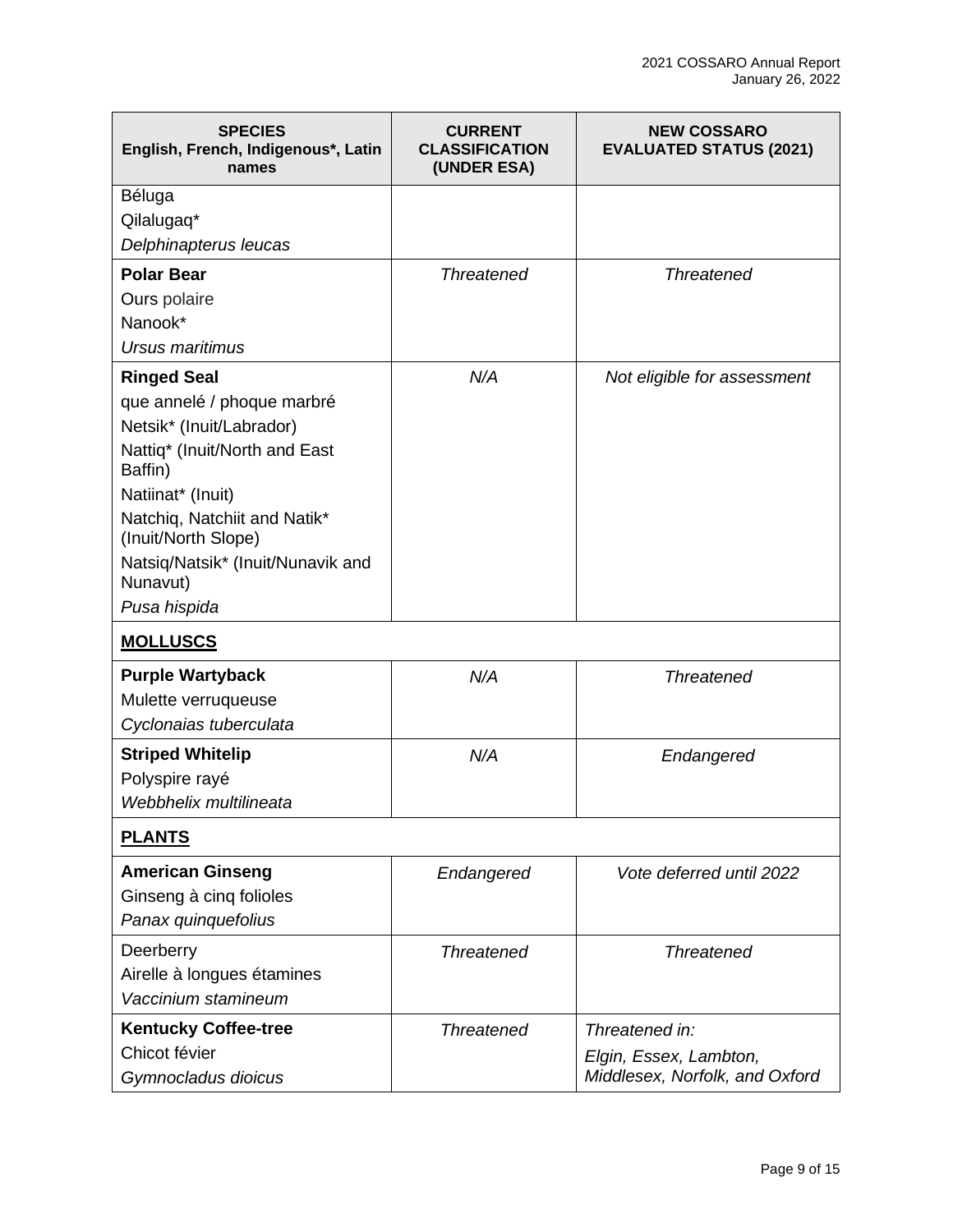| SPECIES<br>English, French, Indigenous*, Latin names | CURRENT CLASSIFICATION (UNDER ESA) | NEW COSSARO EVALUATED STATUS (2021) |
|---|---|---|
| Béluga<br>Qilalugaq*<br>*Delphinapterus leucas* | | |
| **Polar Bear**<br>Ours polaire<br>Nanook*<br>*Ursus maritimus* | *Threatened* | *Threatened* |
| **Ringed Seal**<br>que annelé / phoque marbré<br>Netsik* (Inuit/Labrador)<br>Nattiq* (Inuit/North and East Baffin)<br>Natiinat* (Inuit)<br>Natchiq, Natchiit and Natik* (Inuit/North Slope)<br>Natsiq/Natsik* (Inuit/Nunavik and Nunavut)<br>*Pusa hispida* | *N/A* | *Not eligible for assessment* |
| **MOLLUSCS** | | |
| **Purple Wartyback**<br>Mulette verruqueuse<br>*Cyclonaias tuberculata* | *N/A* | *Threatened* |
| **Striped Whitelip**<br>Polyspire rayé<br>*Webbhelix multilineata* | *N/A* | *Endangered* |
| **PLANTS** | | |
| **American Ginseng**<br>Ginseng à cinq folioles<br>*Panax quinquefolius* | *Endangered* | *Vote deferred until 2022* |
| Deerberry<br>Airelle à longues étamines<br>*Vaccinium stamineum* | *Threatened* | *Threatened* |
| **Kentucky Coffee-tree**<br>Chicot févier<br>*Gymnocladus dioicus* | *Threatened* | *Threatened in:*<br>*Elgin, Essex, Lambton, Middlesex, Norfolk, and Oxford* |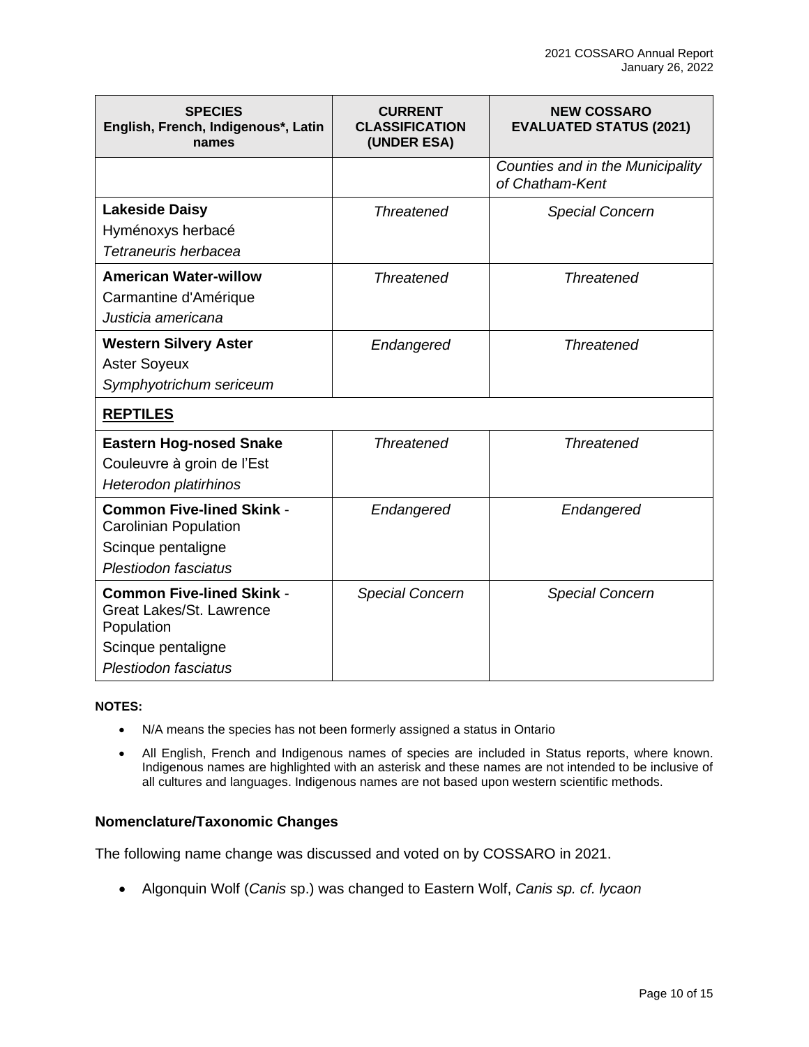| SPECIES<br>English, French, Indigenous*, Latin names | CURRENT CLASSIFICATION (UNDER ESA) | NEW COSSARO EVALUATED STATUS (2021) |
|---|---|---|
| | | *Counties and in the Municipality of Chatham-Kent* |
| **Lakeside Daisy**<br>Hyménoxys herbacé<br>*Tetraneuris herbacea* | *Threatened* | *Special Concern* |
| **American Water-willow**<br>Carmantine d'Amérique<br>*Justicia americana* | *Threatened* | *Threatened* |
| **Western Silvery Aster**<br>Aster Soyeux<br>*Symphyotrichum sericeum* | *Endangered* | *Threatened* |
| **<u>REPTILES</u>** | | |
| **Eastern Hog-nosed Snake**<br>Couleuvre à groin de l'Est<br>*Heterodon platirhinos* | *Threatened* | *Threatened* |
| **Common Five-lined Skink** - Carolinian Population<br>Scinque pentaligne<br>*Plestiodon fasciatus* | *Endangered* | *Endangered* |
| **Common Five-lined Skink** - Great Lakes/St. Lawrence Population<br>Scinque pentaligne<br>*Plestiodon fasciatus* | *Special Concern* | *Special Concern* |

**NOTES:**

- N/A means the species has not been formerly assigned a status in Ontario
- All English, French and Indigenous names of species are included in Status reports, where known. Indigenous names are highlighted with an asterisk and these names are not intended to be inclusive of all cultures and languages. Indigenous names are not based upon western scientific methods.

### Nomenclature/Taxonomic Changes

The following name change was discussed and voted on by COSSARO in 2021.

- Algonquin Wolf (*Canis* sp.) was changed to Eastern Wolf, *Canis sp. cf. lycaon*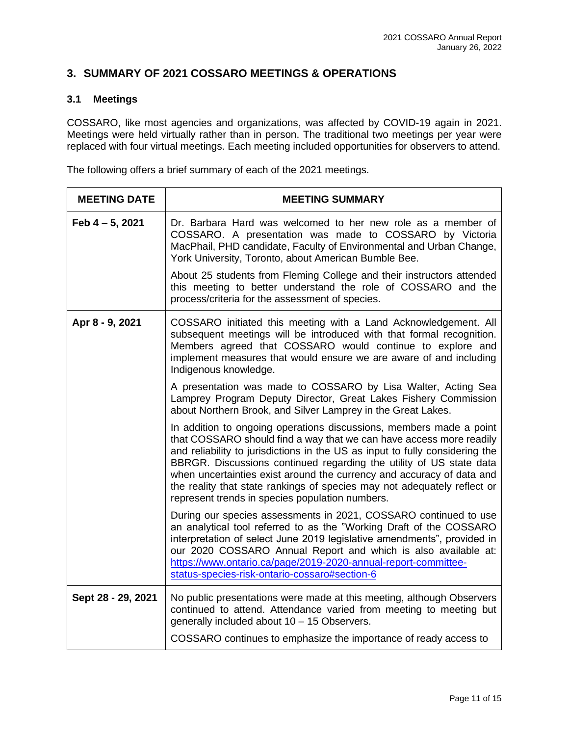## 3. SUMMARY OF 2021 COSSARO MEETINGS & OPERATIONS

### 3.1 Meetings

COSSARO, like most agencies and organizations, was affected by COVID-19 again in 2021. Meetings were held virtually rather than in person. The traditional two meetings per year were replaced with four virtual meetings. Each meeting included opportunities for observers to attend.

The following offers a brief summary of each of the 2021 meetings.

| MEETING DATE | MEETING SUMMARY |
| --- | --- |
| Feb 4 – 5, 2021 | Dr. Barbara Hard was welcomed to her new role as a member of COSSARO. A presentation was made to COSSARO by Victoria MacPhail, PHD candidate, Faculty of Environmental and Urban Change, York University, Toronto, about American Bumble Bee.<br><br>About 25 students from Fleming College and their instructors attended this meeting to better understand the role of COSSARO and the process/criteria for the assessment of species. |
| Apr 8 - 9, 2021 | COSSARO initiated this meeting with a Land Acknowledgement. All subsequent meetings will be introduced with that formal recognition. Members agreed that COSSARO would continue to explore and implement measures that would ensure we are aware of and including Indigenous knowledge.<br><br>A presentation was made to COSSARO by Lisa Walter, Acting Sea Lamprey Program Deputy Director, Great Lakes Fishery Commission about Northern Brook, and Silver Lamprey in the Great Lakes.<br><br>In addition to ongoing operations discussions, members made a point that COSSARO should find a way that we can have access more readily and reliability to jurisdictions in the US as input to fully considering the BBRGR. Discussions continued regarding the utility of US state data when uncertainties exist around the currency and accuracy of data and the reality that state rankings of species may not adequately reflect or represent trends in species population numbers.<br><br>During our species assessments in 2021, COSSARO continued to use an analytical tool referred to as the "Working Draft of the COSSARO interpretation of select June 2019 legislative amendments", provided in our 2020 COSSARO Annual Report and which is also available at: [https://www.ontario.ca/page/2019-2020-annual-report-committee-status-species-risk-ontario-cossaro#section-6](https://www.ontario.ca/page/2019-2020-annual-report-committee-status-species-risk-ontario-cossaro#section-6) |
| Sept 28 - 29, 2021 | No public presentations were made at this meeting, although Observers continued to attend. Attendance varied from meeting to meeting but generally included about 10 – 15 Observers.<br><br>COSSARO continues to emphasize the importance of ready access to |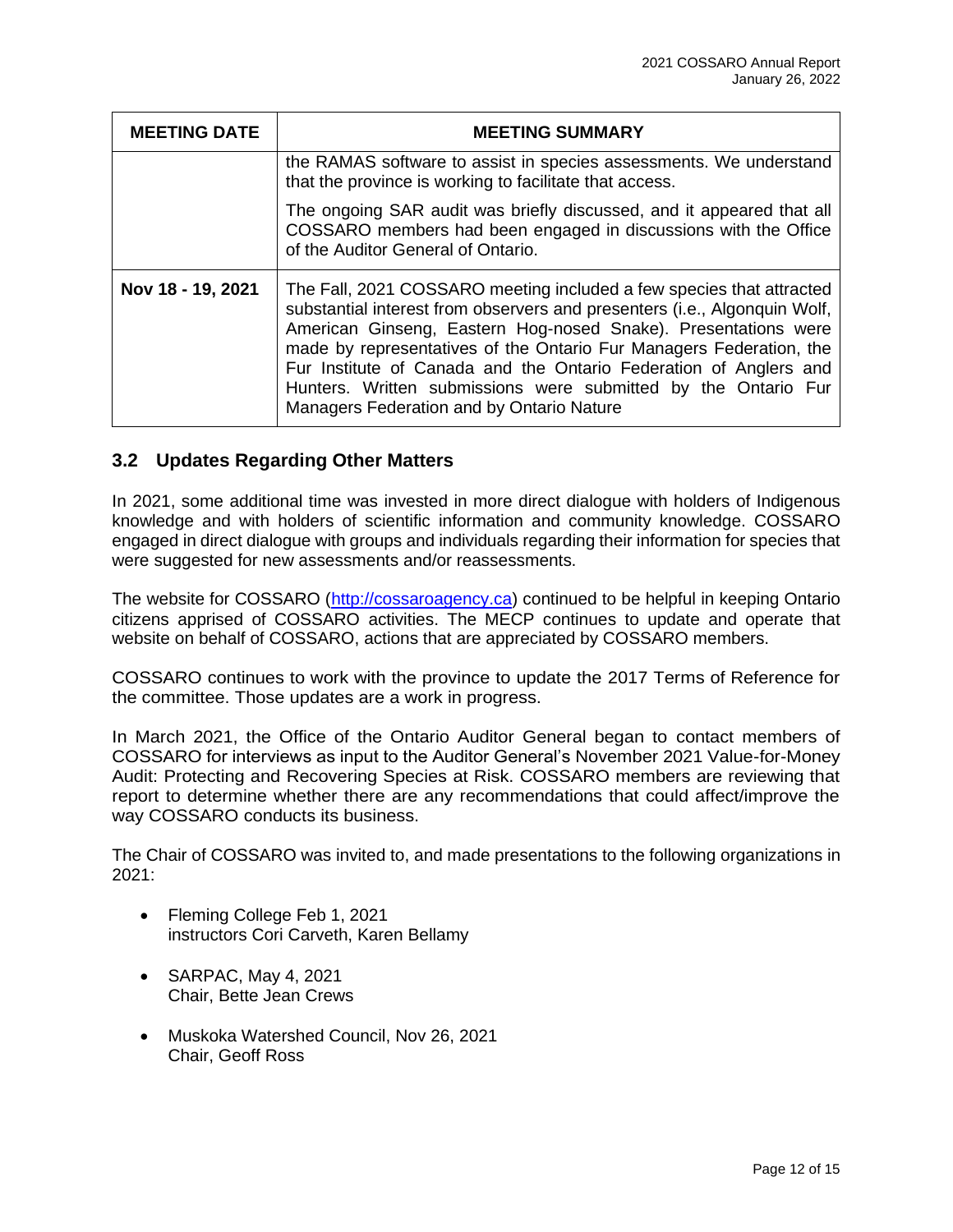| MEETING DATE | MEETING SUMMARY |
|---|---|
| | the RAMAS software to assist in species assessments. We understand that the province is working to facilitate that access.<br><br>The ongoing SAR audit was briefly discussed, and it appeared that all COSSARO members had been engaged in discussions with the Office of the Auditor General of Ontario. |
| **Nov 18 - 19, 2021** | The Fall, 2021 COSSARO meeting included a few species that attracted substantial interest from observers and presenters (i.e., Algonquin Wolf, American Ginseng, Eastern Hog-nosed Snake). Presentations were made by representatives of the Ontario Fur Managers Federation, the Fur Institute of Canada and the Ontario Federation of Anglers and Hunters. Written submissions were submitted by the Ontario Fur Managers Federation and by Ontario Nature |

## 3.2 Updates Regarding Other Matters

In 2021, some additional time was invested in more direct dialogue with holders of Indigenous knowledge and with holders of scientific information and community knowledge. COSSARO engaged in direct dialogue with groups and individuals regarding their information for species that were suggested for new assessments and/or reassessments.

The website for COSSARO (http://cossaroagency.ca) continued to be helpful in keeping Ontario citizens apprised of COSSARO activities. The MECP continues to update and operate that website on behalf of COSSARO, actions that are appreciated by COSSARO members.

COSSARO continues to work with the province to update the 2017 Terms of Reference for the committee. Those updates are a work in progress.

In March 2021, the Office of the Ontario Auditor General began to contact members of COSSARO for interviews as input to the Auditor General's November 2021 Value-for-Money Audit: Protecting and Recovering Species at Risk. COSSARO members are reviewing that report to determine whether there are any recommendations that could affect/improve the way COSSARO conducts its business.

The Chair of COSSARO was invited to, and made presentations to the following organizations in 2021:

- Fleming College Feb 1, 2021
  instructors Cori Carveth, Karen Bellamy

- SARPAC, May 4, 2021
  Chair, Bette Jean Crews

- Muskoka Watershed Council, Nov 26, 2021
  Chair, Geoff Ross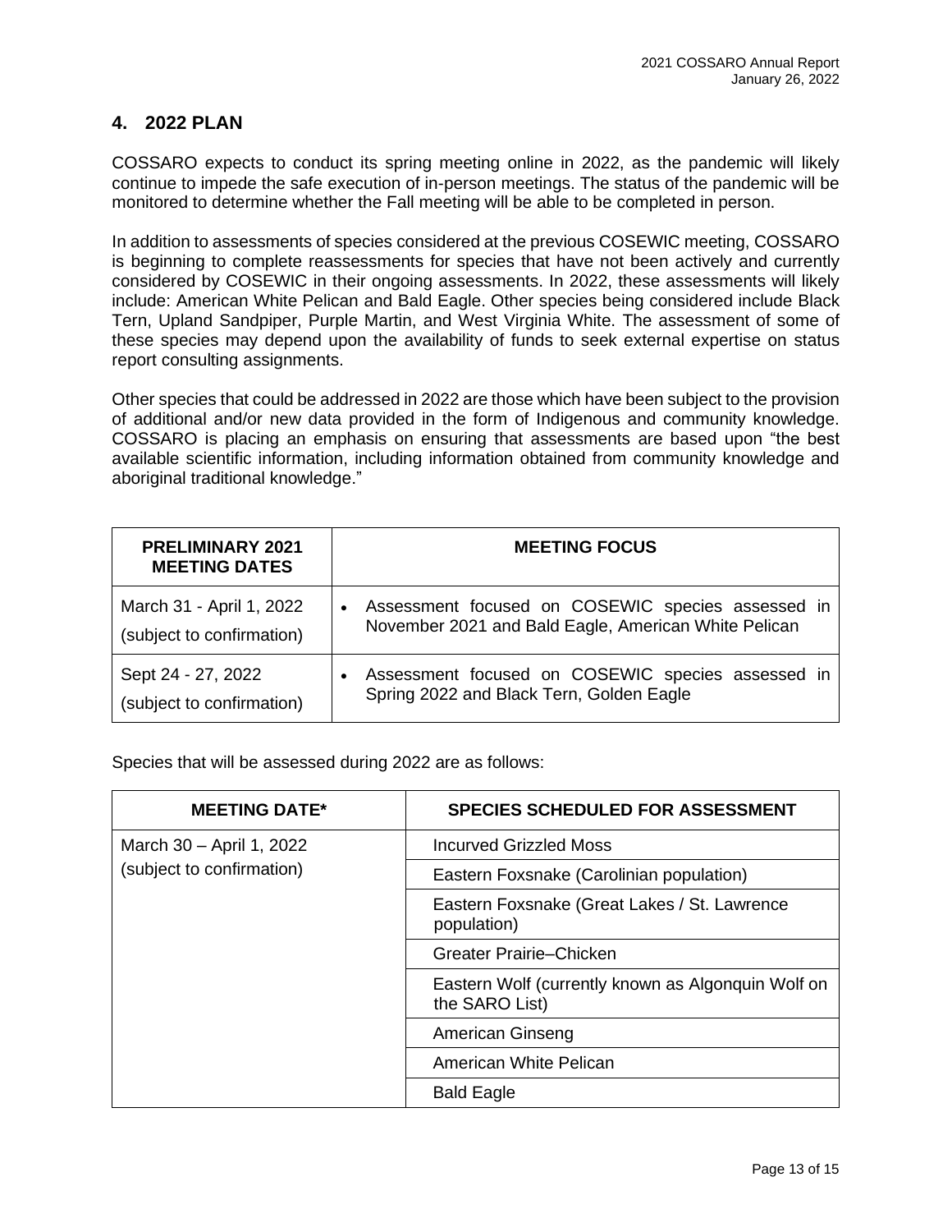## 4. 2022 PLAN

COSSARO expects to conduct its spring meeting online in 2022, as the pandemic will likely continue to impede the safe execution of in-person meetings. The status of the pandemic will be monitored to determine whether the Fall meeting will be able to be completed in person.

In addition to assessments of species considered at the previous COSEWIC meeting, COSSARO is beginning to complete reassessments for species that have not been actively and currently considered by COSEWIC in their ongoing assessments. In 2022, these assessments will likely include: American White Pelican and Bald Eagle. Other species being considered include Black Tern, Upland Sandpiper, Purple Martin, and West Virginia White. The assessment of some of these species may depend upon the availability of funds to seek external expertise on status report consulting assignments.

Other species that could be addressed in 2022 are those which have been subject to the provision of additional and/or new data provided in the form of Indigenous and community knowledge. COSSARO is placing an emphasis on ensuring that assessments are based upon "the best available scientific information, including information obtained from community knowledge and aboriginal traditional knowledge."

| PRELIMINARY 2021 MEETING DATES | MEETING FOCUS |
|---|---|
| March 31 - April 1, 2022 (subject to confirmation) | • Assessment focused on COSEWIC species assessed in November 2021 and Bald Eagle, American White Pelican |
| Sept 24 - 27, 2022 (subject to confirmation) | • Assessment focused on COSEWIC species assessed in Spring 2022 and Black Tern, Golden Eagle |

Species that will be assessed during 2022 are as follows:

| MEETING DATE* | SPECIES SCHEDULED FOR ASSESSMENT |
|---|---|
| March 30 – April 1, 2022 (subject to confirmation) | Incurved Grizzled Moss |
| | Eastern Foxsnake (Carolinian population) |
| | Eastern Foxsnake (Great Lakes / St. Lawrence population) |
| | Greater Prairie–Chicken |
| | Eastern Wolf (currently known as Algonquin Wolf on the SARO List) |
| | American Ginseng |
| | American White Pelican |
| | Bald Eagle |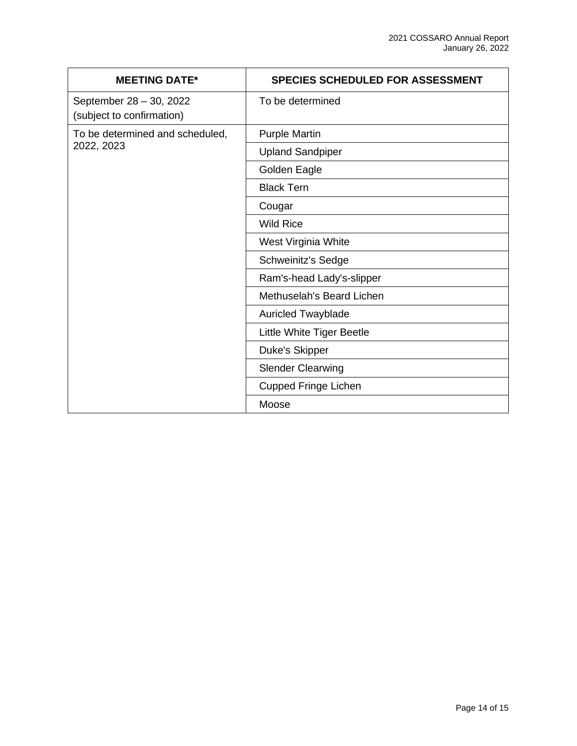| MEETING DATE* | SPECIES SCHEDULED FOR ASSESSMENT |
|---|---|
| September 28 – 30, 2022 (subject to confirmation) | To be determined |
| To be determined and scheduled, 2022, 2023 | Purple Martin |
| | Upland Sandpiper |
| | Golden Eagle |
| | Black Tern |
| | Cougar |
| | Wild Rice |
| | West Virginia White |
| | Schweinitz's Sedge |
| | Ram's-head Lady's-slipper |
| | Methuselah's Beard Lichen |
| | Auricled Twayblade |
| | Little White Tiger Beetle |
| | Duke's Skipper |
| | Slender Clearwing |
| | Cupped Fringe Lichen |
| | Moose |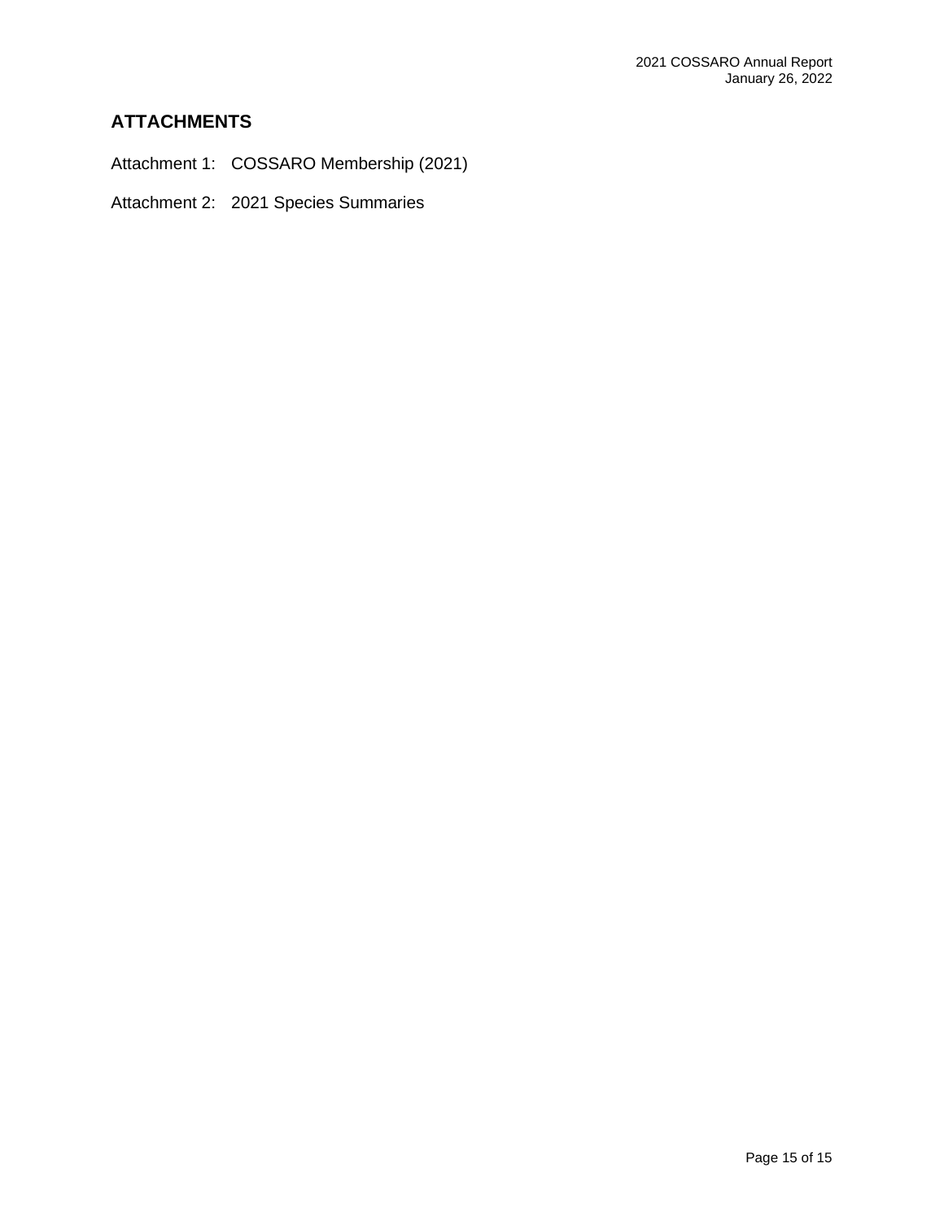## ATTACHMENTS

Attachment 1: COSSARO Membership (2021)

Attachment 2: 2021 Species Summaries